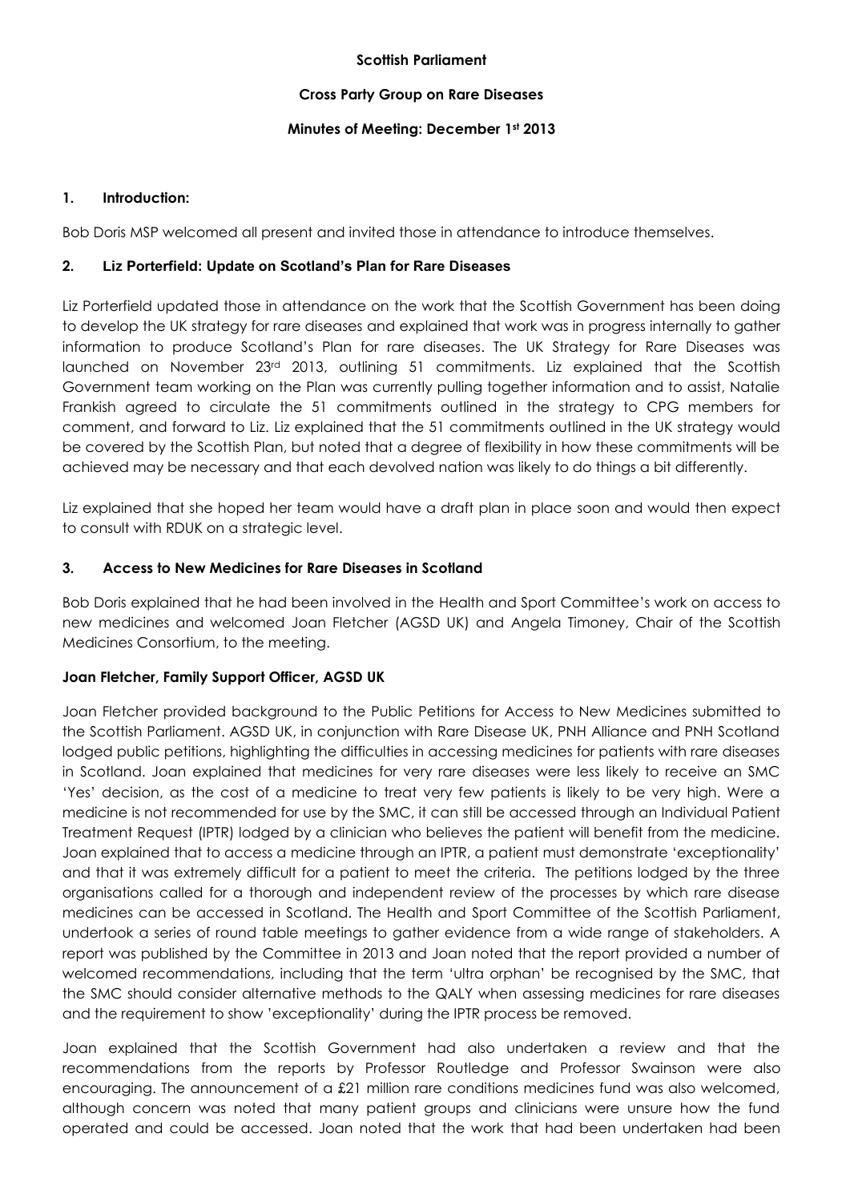**Scottish Parliament**

**Cross Party Group on Rare Diseases**

**Minutes of Meeting: December 1st 2013**

## 1. Introduction:

Bob Doris MSP welcomed all present and invited those in attendance to introduce themselves.

## 2. Liz Porterfield: Update on Scotland's Plan for Rare Diseases

Liz Porterfield updated those in attendance on the work that the Scottish Government has been doing to develop the UK strategy for rare diseases and explained that work was in progress internally to gather information to produce Scotland's Plan for rare diseases. The UK Strategy for Rare Diseases was launched on November 23rd 2013, outlining 51 commitments. Liz explained that the Scottish Government team working on the Plan was currently pulling together information and to assist, Natalie Frankish agreed to circulate the 51 commitments outlined in the strategy to CPG members for comment, and forward to Liz. Liz explained that the 51 commitments outlined in the UK strategy would be covered by the Scottish Plan, but noted that a degree of flexibility in how these commitments will be achieved may be necessary and that each devolved nation was likely to do things a bit differently.

Liz explained that she hoped her team would have a draft plan in place soon and would then expect to consult with RDUK on a strategic level.

## 3. Access to New Medicines for Rare Diseases in Scotland

Bob Doris explained that he had been involved in the Health and Sport Committee's work on access to new medicines and welcomed Joan Fletcher (AGSD UK) and Angela Timoney, Chair of the Scottish Medicines Consortium, to the meeting.

**Joan Fletcher, Family Support Officer, AGSD UK**

Joan Fletcher provided background to the Public Petitions for Access to New Medicines submitted to the Scottish Parliament. AGSD UK, in conjunction with Rare Disease UK, PNH Alliance and PNH Scotland lodged public petitions, highlighting the difficulties in accessing medicines for patients with rare diseases in Scotland. Joan explained that medicines for very rare diseases were less likely to receive an SMC 'Yes' decision, as the cost of a medicine to treat very few patients is likely to be very high. Were a medicine is not recommended for use by the SMC, it can still be accessed through an Individual Patient Treatment Request (IPTR) lodged by a clinician who believes the patient will benefit from the medicine. Joan explained that to access a medicine through an IPTR, a patient must demonstrate 'exceptionality' and that it was extremely difficult for a patient to meet the criteria. The petitions lodged by the three organisations called for a thorough and independent review of the processes by which rare disease medicines can be accessed in Scotland. The Health and Sport Committee of the Scottish Parliament, undertook a series of round table meetings to gather evidence from a wide range of stakeholders. A report was published by the Committee in 2013 and Joan noted that the report provided a number of welcomed recommendations, including that the term 'ultra orphan' be recognised by the SMC, that the SMC should consider alternative methods to the QALY when assessing medicines for rare diseases and the requirement to show 'exceptionality' during the IPTR process be removed.

Joan explained that the Scottish Government had also undertaken a review and that the recommendations from the reports by Professor Routledge and Professor Swainson were also encouraging. The announcement of a £21 million rare conditions medicines fund was also welcomed, although concern was noted that many patient groups and clinicians were unsure how the fund operated and could be accessed. Joan noted that the work that had been undertaken had been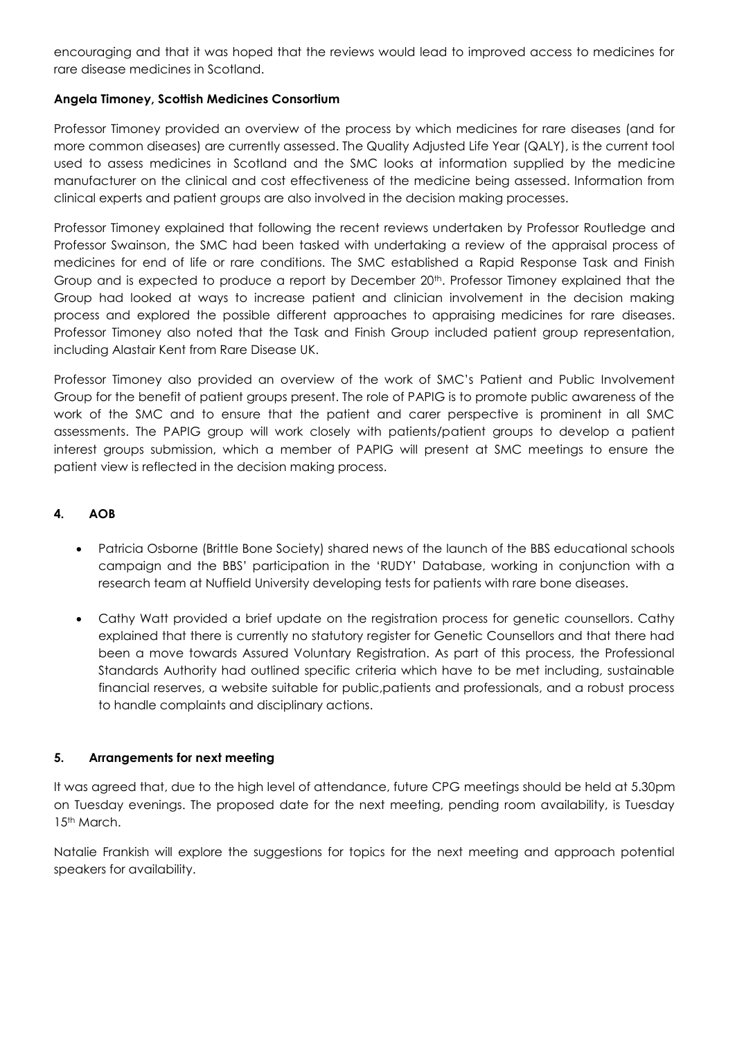encouraging and that it was hoped that the reviews would lead to improved access to medicines for rare disease medicines in Scotland.

**Angela Timoney, Scottish Medicines Consortium**

Professor Timoney provided an overview of the process by which medicines for rare diseases (and for more common diseases) are currently assessed. The Quality Adjusted Life Year (QALY), is the current tool used to assess medicines in Scotland and the SMC looks at information supplied by the medicine manufacturer on the clinical and cost effectiveness of the medicine being assessed. Information from clinical experts and patient groups are also involved in the decision making processes.

Professor Timoney explained that following the recent reviews undertaken by Professor Routledge and Professor Swainson, the SMC had been tasked with undertaking a review of the appraisal process of medicines for end of life or rare conditions. The SMC established a Rapid Response Task and Finish Group and is expected to produce a report by December 20th. Professor Timoney explained that the Group had looked at ways to increase patient and clinician involvement in the decision making process and explored the possible different approaches to appraising medicines for rare diseases. Professor Timoney also noted that the Task and Finish Group included patient group representation, including Alastair Kent from Rare Disease UK.

Professor Timoney also provided an overview of the work of SMC's Patient and Public Involvement Group for the benefit of patient groups present. The role of PAPIG is to promote public awareness of the work of the SMC and to ensure that the patient and carer perspective is prominent in all SMC assessments. The PAPIG group will work closely with patients/patient groups to develop a patient interest groups submission, which a member of PAPIG will present at SMC meetings to ensure the patient view is reflected in the decision making process.

## 4. AOB

- Patricia Osborne (Brittle Bone Society) shared news of the launch of the BBS educational schools campaign and the BBS' participation in the 'RUDY' Database, working in conjunction with a research team at Nuffield University developing tests for patients with rare bone diseases.
- Cathy Watt provided a brief update on the registration process for genetic counsellors. Cathy explained that there is currently no statutory register for Genetic Counsellors and that there had been a move towards Assured Voluntary Registration. As part of this process, the Professional Standards Authority had outlined specific criteria which have to be met including, sustainable financial reserves, a website suitable for public,patients and professionals, and a robust process to handle complaints and disciplinary actions.

## 5. Arrangements for next meeting

It was agreed that, due to the high level of attendance, future CPG meetings should be held at 5.30pm on Tuesday evenings. The proposed date for the next meeting, pending room availability, is Tuesday 15th March.

Natalie Frankish will explore the suggestions for topics for the next meeting and approach potential speakers for availability.